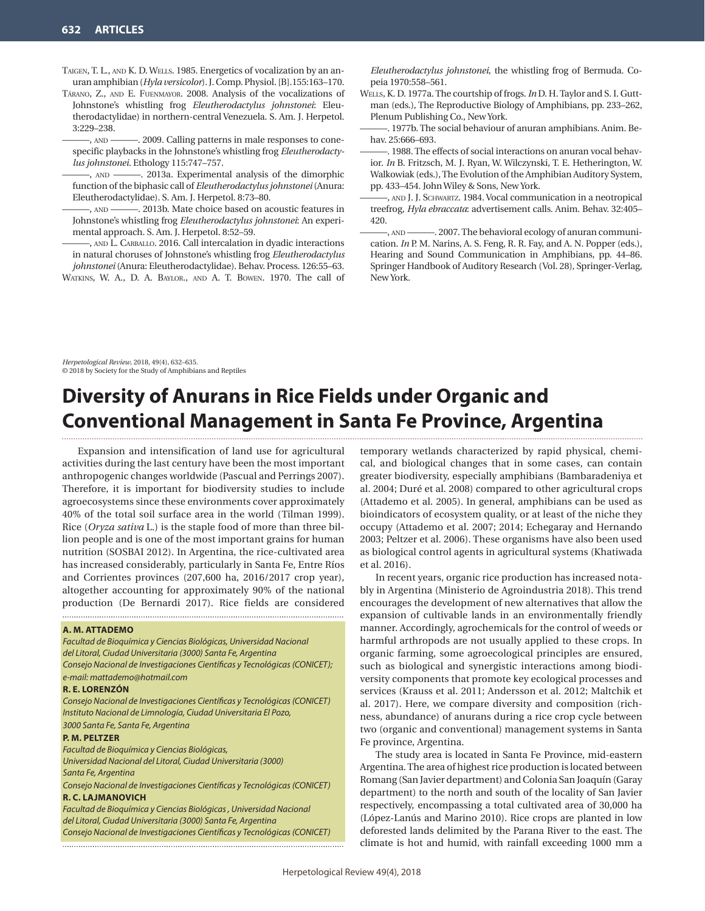Taigen, T. L., and K. D. Wells. 1985. Energetics of vocalization by an anuran amphibian (*Hyla versicolor*). J. Comp. Physiol. [B].155:163–170.

Tárano, Z., and E. Fuenmayor. 2008. Analysis of the vocalizations of Johnstone's whistling frog *Eleutherodactylus johnstonei*: Eleutherodactylidae) in northern-central Venezuela. S. Am. J. Herpetol. 3:229–238.

———, and ———. 2009. Calling patterns in male responses to conespecific playbacks in the Johnstone's whistling frog *Eleutherodactylus johnstonei*. Ethology 115:747–757.

———, and ———. 2013a. Experimental analysis of the dimorphic function of the biphasic call of *Eleutherodactylus johnstonei* (Anura: Eleutherodactylidae). S. Am. J. Herpetol. 8:73–80.

———, and ———. 2013b. Mate choice based on acoustic features in Johnstone's whistling frog *Eleutherodactylus johnstonei*: An experimental approach. S. Am. J. Herpetol. 8:52–59.

———, and L. Carballo. 2016. Call intercalation in dyadic interactions in natural choruses of Johnstone's whistling frog *Eleutherodactylus johnstonei* (Anura: Eleutherodactylidae). Behav. Process. 126:55–63.

Watkins, W. A., D. A. Baylor., and A. T. Bowen. 1970. The call of *Eleutherodactylus johnstonei*, the whistling frog of Bermuda. Copeia 1970:558–561.

Wells, K. D. 1977a. The courtship of frogs. *In* D. H. Taylor and S. I. Guttman (eds.), The Reproductive Biology of Amphibians, pp. 233–262, Plenum Publishing Co., New York.

———. 1977b. The social behaviour of anuran amphibians. Anim. Behav. 25:666–693.

———. 1988. The effects of social interactions on anuran vocal behavior. *In* B. Fritzsch, M. J. Ryan, W. Wilczynski, T. E. Hetherington, W. Walkowiak (eds.), The Evolution of the Amphibian Auditory System, pp. 433–454. John Wiley & Sons, New York.

———, and J. J. Schwartz. 1984. Vocal communication in a neotropical treefrog, *Hyla ebraccata*: advertisement calls. Anim. Behav. 32:405–420.

———, and ———. 2007. The behavioral ecology of anuran communication. *In* P. M. Narins, A. S. Feng, R. R. Fay, and A. N. Popper (eds.), Hearing and Sound Communication in Amphibians, pp. 44–86. Springer Handbook of Auditory Research (Vol. 28), Springer-Verlag, New York.

*Herpetological Review*, 2018, 49(4), 632–635.
© 2018 by Society for the Study of Amphibians and Reptiles

# Diversity of Anurans in Rice Fields under Organic and Conventional Management in Santa Fe Province, Argentina

**A. M. ATTADEMO**
*Facultad de Bioquímica y Ciencias Biológicas, Universidad Nacional del Litoral, Ciudad Universitaria (3000) Santa Fe, Argentina*
*Consejo Nacional de Investigaciones Científicas y Tecnológicas (CONICET); e-mail: mattademo@hotmail.com*

**R. E. LORENZÓN**
*Consejo Nacional de Investigaciones Científicas y Tecnológicas (CONICET)*
*Instituto Nacional de Limnología, Ciudad Universitaria El Pozo, 3000 Santa Fe, Santa Fe, Argentina*

**P. M. PELTZER**
*Facultad de Bioquímica y Ciencias Biológicas, Universidad Nacional del Litoral, Ciudad Universitaria (3000) Santa Fe, Argentina*
*Consejo Nacional de Investigaciones Científicas y Tecnológicas (CONICET)*

**R. C. LAJMANOVICH**
*Facultad de Bioquímica y Ciencias Biológicas , Universidad Nacional del Litoral, Ciudad Universitaria (3000) Santa Fe, Argentina*
*Consejo Nacional de Investigaciones Científicas y Tecnológicas (CONICET)*

Expansion and intensification of land use for agricultural activities during the last century have been the most important anthropogenic changes worldwide (Pascual and Perrings 2007). Therefore, it is important for biodiversity studies to include agroecosystems since these environments cover approximately 40% of the total soil surface area in the world (Tilman 1999). Rice (*Oryza sativa* L.) is the staple food of more than three billion people and is one of the most important grains for human nutrition (SOSBAI 2012). In Argentina, the rice-cultivated area has increased considerably, particularly in Santa Fe, Entre Ríos and Corrientes provinces (207,600 ha, 2016/2017 crop year), altogether accounting for approximately 90% of the national production (De Bernardi 2017). Rice fields are considered temporary wetlands characterized by rapid physical, chemical, and biological changes that in some cases, can contain greater biodiversity, especially amphibians (Bambaradeniya et al. 2004; Duré et al. 2008) compared to other agricultural crops (Attademo et al. 2005). In general, amphibians can be used as bioindicators of ecosystem quality, or at least of the niche they occupy (Attademo et al. 2007; 2014; Echegaray and Hernando 2003; Peltzer et al. 2006). These organisms have also been used as biological control agents in agricultural systems (Khatiwada et al. 2016).

In recent years, organic rice production has increased notably in Argentina (Ministerio de Agroindustria 2018). This trend encourages the development of new alternatives that allow the expansion of cultivable lands in an environmentally friendly manner. Accordingly, agrochemicals for the control of weeds or harmful arthropods are not usually applied to these crops. In organic farming, some agroecological principles are ensured, such as biological and synergistic interactions among biodiversity components that promote key ecological processes and services (Krauss et al. 2011; Andersson et al. 2012; Maltchik et al. 2017). Here, we compare diversity and composition (richness, abundance) of anurans during a rice crop cycle between two (organic and conventional) management systems in Santa Fe province, Argentina.

The study area is located in Santa Fe Province, mid-eastern Argentina. The area of highest rice production is located between Romang (San Javier department) and Colonia San Joaquín (Garay department) to the north and south of the locality of San Javier respectively, encompassing a total cultivated area of 30,000 ha (López-Lanús and Marino 2010). Rice crops are planted in low deforested lands delimited by the Parana River to the east. The climate is hot and humid, with rainfall exceeding 1000 mm a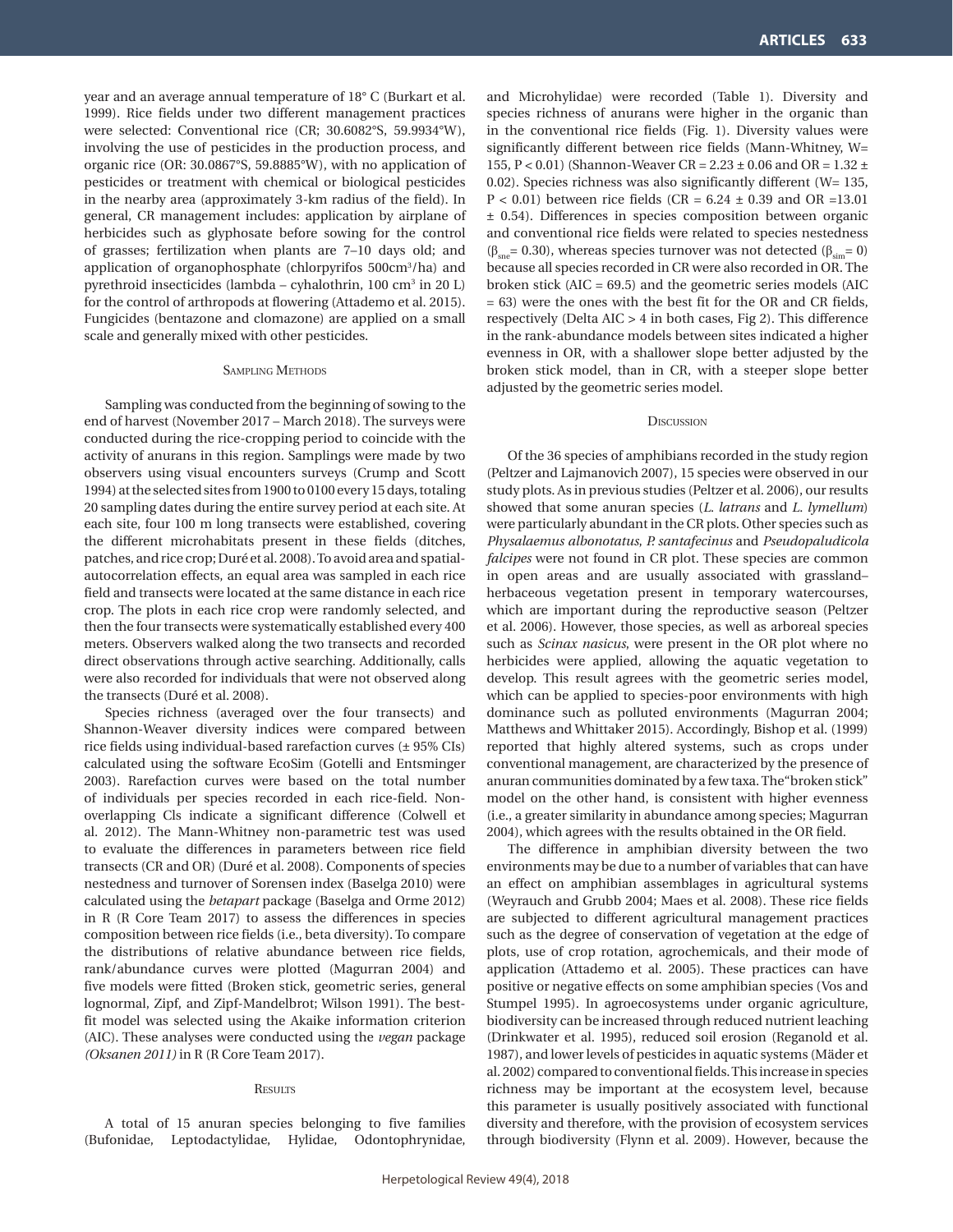year and an average annual temperature of 18° C (Burkart et al. 1999). Rice fields under two different management practices were selected: Conventional rice (CR; 30.6082°S, 59.9934°W), involving the use of pesticides in the production process, and organic rice (OR: 30.0867°S, 59.8885°W), with no application of pesticides or treatment with chemical or biological pesticides in the nearby area (approximately 3-km radius of the field). In general, CR management includes: application by airplane of herbicides such as glyphosate before sowing for the control of grasses; fertilization when plants are 7–10 days old; and application of organophosphate (chlorpyrifos 500cm$^3$/ha) and pyrethroid insecticides (lambda – cyhalothrin, 100 cm$^3$ in 20 L) for the control of arthropods at flowering (Attademo et al. 2015). Fungicides (bentazone and clomazone) are applied on a small scale and generally mixed with other pesticides.

### Sampling Methods

Sampling was conducted from the beginning of sowing to the end of harvest (November 2017 – March 2018). The surveys were conducted during the rice-cropping period to coincide with the activity of anurans in this region. Samplings were made by two observers using visual encounters surveys (Crump and Scott 1994) at the selected sites from 1900 to 0100 every 15 days, totaling 20 sampling dates during the entire survey period at each site. At each site, four 100 m long transects were established, covering the different microhabitats present in these fields (ditches, patches, and rice crop; Duré et al. 2008). To avoid area and spatial-autocorrelation effects, an equal area was sampled in each rice field and transects were located at the same distance in each rice crop. The plots in each rice crop were randomly selected, and then the four transects were systematically established every 400 meters. Observers walked along the two transects and recorded direct observations through active searching. Additionally, calls were also recorded for individuals that were not observed along the transects (Duré et al. 2008).

Species richness (averaged over the four transects) and Shannon-Weaver diversity indices were compared between rice fields using individual-based rarefaction curves (± 95% CIs) calculated using the software EcoSim (Gotelli and Entsminger 2003). Rarefaction curves were based on the total number of individuals per species recorded in each rice-field. Non-overlapping Cls indicate a significant difference (Colwell et al. 2012). The Mann-Whitney non-parametric test was used to evaluate the differences in parameters between rice field transects (CR and OR) (Duré et al. 2008). Components of species nestedness and turnover of Sorensen index (Baselga 2010) were calculated using the *betapart* package (Baselga and Orme 2012) in R (R Core Team 2017) to assess the differences in species composition between rice fields (i.e., beta diversity). To compare the distributions of relative abundance between rice fields, rank/abundance curves were plotted (Magurran 2004) and five models were fitted (Broken stick, geometric series, general lognormal, Zipf, and Zipf-Mandelbrot; Wilson 1991). The best-fit model was selected using the Akaike information criterion (AIC). These analyses were conducted using the *vegan* package *(Oksanen 2011)* in R (R Core Team 2017).

### Results

A total of 15 anuran species belonging to five families (Bufonidae, Leptodactylidae, Hylidae, Odontophrynidae, and Microhylidae) were recorded (Table 1). Diversity and species richness of anurans were higher in the organic than in the conventional rice fields (Fig. 1). Diversity values were significantly different between rice fields (Mann-Whitney, W= 155, $P < 0.01$) (Shannon-Weaver CR = 2.23 ± 0.06 and OR = 1.32 ± 0.02). Species richness was also significantly different (W= 135, $P < 0.01$) between rice fields (CR = 6.24 ± 0.39 and OR =13.01 ± 0.54). Differences in species composition between organic and conventional rice fields were related to species nestedness ($\beta_{sne}$= 0.30), whereas species turnover was not detected ($\beta_{sim}$= 0) because all species recorded in CR were also recorded in OR. The broken stick (AIC = 69.5) and the geometric series models (AIC = 63) were the ones with the best fit for the OR and CR fields, respectively (Delta AIC > 4 in both cases, Fig 2). This difference in the rank-abundance models between sites indicated a higher evenness in OR, with a shallower slope better adjusted by the broken stick model, than in CR, with a steeper slope better adjusted by the geometric series model.

### Discussion

Of the 36 species of amphibians recorded in the study region (Peltzer and Lajmanovich 2007), 15 species were observed in our study plots. As in previous studies (Peltzer et al. 2006), our results showed that some anuran species (*L. latrans* and *L. lymellum*) were particularly abundant in the CR plots. Other species such as *Physalaemus albonotatus*, *P. santafecinus* and *Pseudopaludicola falcipes* were not found in CR plot. These species are common in open areas and are usually associated with grassland–herbaceous vegetation present in temporary watercourses, which are important during the reproductive season (Peltzer et al. 2006). However, those species, as well as arboreal species such as *Scinax nasicus*, were present in the OR plot where no herbicides were applied, allowing the aquatic vegetation to develop. This result agrees with the geometric series model, which can be applied to species-poor environments with high dominance such as polluted environments (Magurran 2004; Matthews and Whittaker 2015). Accordingly, Bishop et al. (1999) reported that highly altered systems, such as crops under conventional management, are characterized by the presence of anuran communities dominated by a few taxa. The"broken stick" model on the other hand, is consistent with higher evenness (i.e., a greater similarity in abundance among species; Magurran 2004), which agrees with the results obtained in the OR field.

The difference in amphibian diversity between the two environments may be due to a number of variables that can have an effect on amphibian assemblages in agricultural systems (Weyrauch and Grubb 2004; Maes et al. 2008). These rice fields are subjected to different agricultural management practices such as the degree of conservation of vegetation at the edge of plots, use of crop rotation, agrochemicals, and their mode of application (Attademo et al. 2005). These practices can have positive or negative effects on some amphibian species (Vos and Stumpel 1995). In agroecosystems under organic agriculture, biodiversity can be increased through reduced nutrient leaching (Drinkwater et al. 1995), reduced soil erosion (Reganold et al. 1987), and lower levels of pesticides in aquatic systems (Mäder et al. 2002) compared to conventional fields. This increase in species richness may be important at the ecosystem level, because this parameter is usually positively associated with functional diversity and therefore, with the provision of ecosystem services through biodiversity (Flynn et al. 2009). However, because the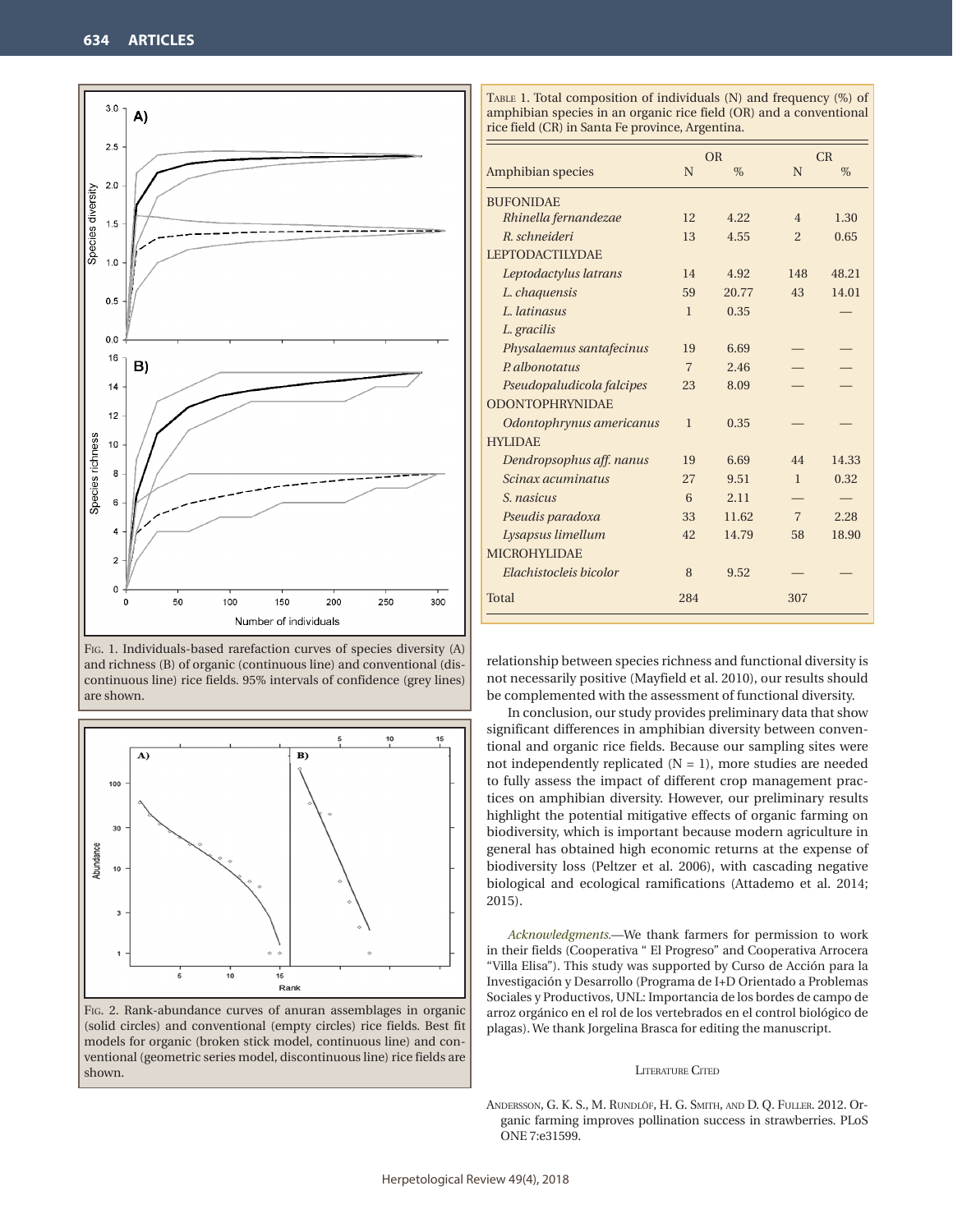Fig. 1. Individuals-based rarefaction curves of species diversity (A) and richness (B) of organic (continuous line) and conventional (discontinuous line) rice fields. 95% intervals of confidence (grey lines) are shown.

Fig. 2. Rank-abundance curves of anuran assemblages in organic (solid circles) and conventional (empty circles) rice fields. Best fit models for organic (broken stick model, continuous line) and conventional (geometric series model, discontinuous line) rice fields are shown.

Table 1. Total composition of individuals (N) and frequency (%) of amphibian species in an organic rice field (OR) and a conventional rice field (CR) in Santa Fe province, Argentina.

| Amphibian species | OR | | CR | |
|---|---|---|---|---|
| | N | % | N | % |
| BUFONIDAE | | | | |
| *Rhinella fernandezae* | 12 | 4.22 | 4 | 1.30 |
| *R. schneideri* | 13 | 4.55 | 2 | 0.65 |
| LEPTODACTILYDAE | | | | |
| *Leptodactylus latrans* | 14 | 4.92 | 148 | 48.21 |
| *L. chaquensis* | 59 | 20.77 | 43 | 14.01 |
| *L. latinasus* | 1 | 0.35 | | — |
| *L. gracilis* | | | | |
| *Physalaemus santafecinus* | 19 | 6.69 | — | — |
| *P. albonotatus* | 7 | 2.46 | — | — |
| *Pseudopaludicola falcipes* | 23 | 8.09 | — | — |
| ODONTOPHRYNIDAE | | | | |
| *Odontophrynus americanus* | 1 | 0.35 | — | — |
| HYLIDAE | | | | |
| *Dendropsophus aff. nanus* | 19 | 6.69 | 44 | 14.33 |
| *Scinax acuminatus* | 27 | 9.51 | 1 | 0.32 |
| *S. nasicus* | 6 | 2.11 | — | — |
| *Pseudis paradoxa* | 33 | 11.62 | 7 | 2.28 |
| *Lysapsus limellum* | 42 | 14.79 | 58 | 18.90 |
| MICROHYLIDAE | | | | |
| *Elachistocleis bicolor* | 8 | 9.52 | — | — |
| Total | 284 | | 307 | |

relationship between species richness and functional diversity is not necessarily positive (Mayfield et al. 2010), our results should be complemented with the assessment of functional diversity.

In conclusion, our study provides preliminary data that show significant differences in amphibian diversity between conventional and organic rice fields. Because our sampling sites were not independently replicated (N = 1), more studies are needed to fully assess the impact of different crop management practices on amphibian diversity. However, our preliminary results highlight the potential mitigative effects of organic farming on biodiversity, which is important because modern agriculture in general has obtained high economic returns at the expense of biodiversity loss (Peltzer et al. 2006), with cascading negative biological and ecological ramifications (Attademo et al. 2014; 2015).

*Acknowledgments.*—We thank farmers for permission to work in their fields (Cooperativa " El Progreso" and Cooperativa Arrocera "Villa Elisa"). This study was supported by Curso de Acción para la Investigación y Desarrollo (Programa de I+D Orientado a Problemas Sociales y Productivos, UNL: Importancia de los bordes de campo de arroz orgánico en el rol de los vertebrados en el control biológico de plagas). We thank Jorgelina Brasca for editing the manuscript.

## Literature Cited

Andersson, G. K. S., M. Rundlöf, H. G. Smith, and D. Q. Fuller. 2012. Organic farming improves pollination success in strawberries. PLoS ONE 7:e31599.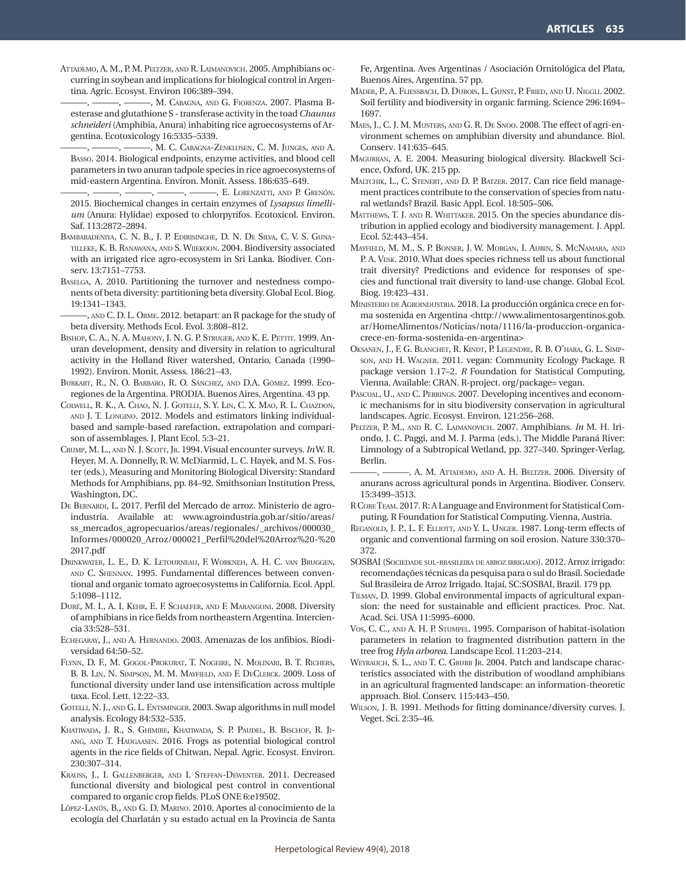Attademo, A. M., P. M. Peltzer, and R. Lajmanovich. 2005. Amphibians occurring in soybean and implications for biological control in Argentina. Agric. Ecosyst. Environ 106:389–394.

———, ———, ———, M. Cabagna, and G. Fiorenza. 2007. Plasma B-esterase and glutathione S - transferase activity in the toad *Chaunus schneideri* (Amphibia, Anura) inhabiting rice agroecosystems of Argentina. Ecotoxicology 16:5335–5339.

———, ———, ———, M. C. Cabagna-Zenklusen, C. M. Junges, and A. Basso. 2014. Biological endpoints, enzyme activities, and blood cell parameters in two anuran tadpole species in rice agroecosystems of mid-eastern Argentina. Environ. Monit. Assess. 186:635–649.

———, ———, ———, ———, ———, E. Lorenzatti, and P. Grenón. 2015. Biochemical changes in certain enzymes of *Lysapsus limellium* (Anura: Hylidae) exposed to chlorpyrifos. Ecotoxicol. Environ. Saf. 113:2872–2894.

Bambaradeniya, C. N. B., J. P. Edirisinghe, D. N. De Silva, C. V. S. Gunatilleke, K. B. Ranawana, and S. Wijekoon. 2004. Biodiversity associated with an irrigated rice agro-ecosystem in Sri Lanka. Biodiver. Conserv. 13:7151–7753.

Baselga, A. 2010. Partitioning the turnover and nestedness components of beta diversity: partitioning beta diversity. Global Ecol. Biog. 19:1341–1343.

———, and C. D. L. Orme. 2012. betapart: an R package for the study of beta diversity. Methods Ecol. Evol. 3:808–812.

Bishop, C. A., N. A. Mahony, J. N. G. P. Struger, and K. E. Pettit. 1999. Anuran development, density and diversity in relation to agricultural activity in the Holland River watershed, Ontario, Canada (1990–1992). Environ. Monit. Assess. 186:21–43.

Burkart, R., N. O. Barbaro, R. O. Sánchez, and D.A. Gómez. 1999. Ecoregiones de la Argentina. PRODIA. Buenos Aires, Argentina. 43 pp.

Colwell, R. K., A. Chao, N. J. Gotelli, S. Y. Lin, C. X. Mao, R. L. Chazdon, and J. T. Longino. 2012. Models and estimators linking individual-based and sample-based rarefaction, extrapolation and comparison of assemblages. J. Plant Ecol. 5:3–21.

Crump, M. L., and N. J. Scott, Jr. 1994. Visual encounter surveys. *In* W. R. Heyer, M. A. Donnelly, R. W. McDiarmid, L. C. Hayek, and M. S. Foster (eds.), Measuring and Monitoring Biological Diversity: Standard Methods for Amphibians, pp. 84–92. Smithsonian Institution Press, Washington, DC.

De Bernardi, L. 2017. Perfil del Mercado de arroz. Ministerio de agroindustria. Available at: www.agroindustria.gob.ar/sitio/areas/ss_mercados_agropecuarios/areas/regionales/_archivos/000030_Informes/000020_Arroz/000021_Perfil%20del%20Arroz%20-%202017.pdf

Drinkwater, L. E., D. K. Letourneau, F. Workneh, A. H. C. van Bruggen, and C. Shennan. 1995. Fundamental differences between conventional and organic tomato agroecosystems in California. Ecol. Appl. 5:1098–1112.

Duré, M. I., A. I. Kehr, E. F. Schaefer, and F. Marangoni. 2008. Diversity of amphibians in rice fields from northeastern Argentina. Interciencia 33:528–531.

Echegaray, J., and A. Hernando. 2003. Amenazas de los anfibios. Biodiversidad 64:50–52.

Flynn, D. F., M. Gogol-Prokurat, T. Nogeire, N. Molinari, B. T. Richers, B. B. Lin, N. Simpson, M. M. Mayfield, and F. DeClerck. 2009. Loss of functional diversity under land use intensification across multiple taxa. Ecol. Lett. 12:22–33.

Gotelli, N. J., and G. L. Entsminger. 2003. Swap algorithms in null model analysis. Ecology 84:532–535.

Khatiwada, J. R., S. Ghimire, Khatiwada, S. P. Paudel, B. Bischof, R. Jiang, and T. Haugaasen. 2016. Frogs as potential biological control agents in the rice fields of Chitwan, Nepal. Agric. Ecosyst. Environ. 230:307–314.

Krauss, J., I. Gallenberger, and I. Steffan-Dewenter. 2011. Decreased functional diversity and biological pest control in conventional compared to organic crop fields. PLoS ONE 6:e19502.

López-Lanús, B., and G. D. Marino. 2010. Aportes al conocimiento de la ecología del Charlatán y su estado actual en la Provincia de Santa Fe, Argentina. Aves Argentinas / Asociación Ornitológica del Plata, Buenos Aires, Argentina. 57 pp.

Mäder, P., A. Fliessbach, D. Dubois, L. Gunst, P. Fried, and U. Niggli. 2002. Soil fertility and biodiversity in organic farming. Science 296:1694–1697.

Maes, J., C. J. M. Musters, and G. R. De Snoo. 2008. The effect of agri-environment schemes on amphibian diversity and abundance. Biol. Conserv. 141:635–645.

Magurran, A. E. 2004. Measuring biological diversity. Blackwell Science, Oxford, UK. 215 pp.

Maltchik, L., C. Stenert, and D. P. Batzer. 2017. Can rice field management practices contribute to the conservation of species from natural wetlands? Brazil. Basic Appl. Ecol. 18:505–506.

Matthews, T. J. and R. Whittaker. 2015. On the species abundance distribution in applied ecology and biodiversity management. J. Appl. Ecol. 52:443–454.

Mayfield, M. M., S. P. Bonser, J. W. Morgan, I. Aubin, S. McNamara, and P. A. Vesk. 2010. What does species richness tell us about functional trait diversity? Predictions and evidence for responses of species and functional trait diversity to land-use change. Global Ecol. Biog. 19:423–431.

Ministerio de Agroindustria. 2018. La producción orgánica crece en forma sostenida en Argentina <http://www.alimentosargentinos.gob.ar/HomeAlimentos/Noticias/nota/1116/la-produccion-organica-crece-en-forma-sostenida-en-argentina>

Oksanen, J., F. G. Blanchet, R. Kindt, P. Legendre, R. B. O'hara, G. L. Simpson, and H. Wagner. 2011. vegan: Community Ecology Package. R package version 1.17–2. *R* Foundation for Statistical Computing, Vienna. Available: CRAN. R-project. org/package= vegan.

Pascual, U., and C. Perrings. 2007. Developing incentives and economic mechanisms for in situ biodiversity conservation in agricultural landscapes. Agric. Ecosyst. Environ. 121:256–268.

Peltzer, P. M., and R. C. Lajmanovich. 2007. Amphibians. *In* M. H. Iriondo, J. C. Paggi, and M. J. Parma (eds.), The Middle Paraná River: Limnology of a Subtropical Wetland, pp. 327–340. Springer-Verlag, Berlin.

———, ———, A. M. Attademo, and A. H. Beltzer. 2006. Diversity of anurans across agricultural ponds in Argentina. Biodiver. Conserv. 15:3499–3513.

R Core Team. 2017. R: A Language and Environment for Statistical Computing. R Foundation for Statistical Computing. Vienna, Austria.

Reganold, J. P., L. F. Elliott, and Y. L. Unger. 1987. Long-term effects of organic and conventional farming on soil erosion. Nature 330:370–372.

SOSBAI (Sociedade sul-brasileira de arroz irrigado). 2012. Arroz irrigado: recomendações técnicas da pesquisa para o sul do Brasil. Sociedade Sul Brasileira de Arroz Irrigado. Itajaí, SC:SOSBAI, Brazil. 179 pp.

Tilman, D. 1999. Global environmental impacts of agricultural expansion: the need for sustainable and efficient practices. Proc. Nat. Acad. Sci. USA 11:5995–6000.

Vos, C. C., and A. H. P. Stumpel. 1995. Comparison of habitat-isolation parameters in relation to fragmented distribution pattern in the tree frog *Hyla arborea*. Landscape Ecol. 11:203–214.

Weyrauch, S. L., and T. C. Grubb Jr. 2004. Patch and landscape characteristics associated with the distribution of woodland amphibians in an agricultural fragmented landscape: an information-theoretic approach. Biol. Conserv. 115:443–450.

Wilson, J. B. 1991. Methods for fitting dominance/diversity curves. J. Veget. Sci. 2:35–46.